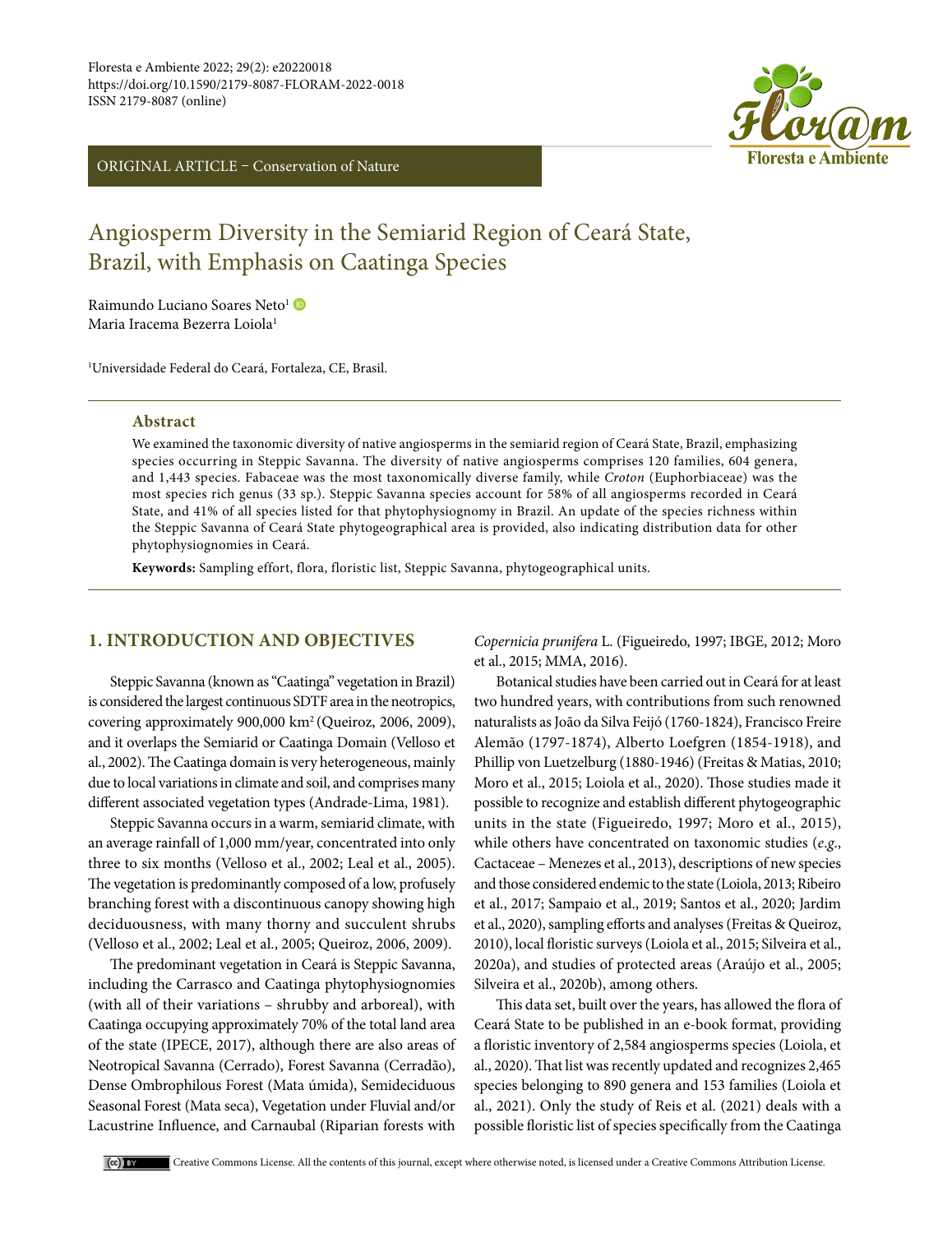ORIGINAL ARTICLE – Conservation of Nature

# Angiosperm Diversity in the Semiarid Region of Ceará State, Brazil, with Emphasis on Caatinga Species

Raimundo Luciano Soares Neto[1]
Maria Iracema Bezerra Loiola[1]

[1]Universidade Federal do Ceará, Fortaleza, CE, Brasil.

## Abstract

We examined the taxonomic diversity of native angiosperms in the semiarid region of Ceará State, Brazil, emphasizing species occurring in Steppic Savanna. The diversity of native angiosperms comprises 120 families, 604 genera, and 1,443 species. Fabaceae was the most taxonomically diverse family, while *Croton* (Euphorbiaceae) was the most species rich genus (33 sp.). Steppic Savanna species account for 58% of all angiosperms recorded in Ceará State, and 41% of all species listed for that phytophysiognomy in Brazil. An update of the species richness within the Steppic Savanna of Ceará State phytogeographical area is provided, also indicating distribution data for other phytophysiognomies in Ceará.

**Keywords:** Sampling effort, flora, floristic list, Steppic Savanna, phytogeographical units.

## 1. INTRODUCTION AND OBJECTIVES

Steppic Savanna (known as "Caatinga" vegetation in Brazil) is considered the largest continuous SDTF area in the neotropics, covering approximately 900,000 km$^2$ (Queiroz, 2006, 2009), and it overlaps the Semiarid or Caatinga Domain (Velloso et al., 2002). The Caatinga domain is very heterogeneous, mainly due to local variations in climate and soil, and comprises many different associated vegetation types (Andrade-Lima, 1981).

Steppic Savanna occurs in a warm, semiarid climate, with an average rainfall of 1,000 mm/year, concentrated into only three to six months (Velloso et al., 2002; Leal et al., 2005). The vegetation is predominantly composed of a low, profusely branching forest with a discontinuous canopy showing high deciduousness, with many thorny and succulent shrubs (Velloso et al., 2002; Leal et al., 2005; Queiroz, 2006, 2009).

The predominant vegetation in Ceará is Steppic Savanna, including the Carrasco and Caatinga phytophysiognomies (with all of their variations – shrubby and arboreal), with Caatinga occupying approximately 70% of the total land area of the state (IPECE, 2017), although there are also areas of Neotropical Savanna (Cerrado), Forest Savanna (Cerradão), Dense Ombrophilous Forest (Mata úmida), Semideciduous Seasonal Forest (Mata seca), Vegetation under Fluvial and/or Lacustrine Influence, and Carnaubal (Riparian forests with *Copernicia prunifera* L. (Figueiredo, 1997; IBGE, 2012; Moro et al., 2015; MMA, 2016).

Botanical studies have been carried out in Ceará for at least two hundred years, with contributions from such renowned naturalists as João da Silva Feijó (1760-1824), Francisco Freire Alemão (1797-1874), Alberto Loefgren (1854-1918), and Phillip von Luetzelburg (1880-1946) (Freitas & Matias, 2010; Moro et al., 2015; Loiola et al., 2020). Those studies made it possible to recognize and establish different phytogeographic units in the state (Figueiredo, 1997; Moro et al., 2015), while others have concentrated on taxonomic studies (*e.g.*, Cactaceae – Menezes et al., 2013), descriptions of new species and those considered endemic to the state (Loiola, 2013; Ribeiro et al., 2017; Sampaio et al., 2019; Santos et al., 2020; Jardim et al., 2020), sampling efforts and analyses (Freitas & Queiroz, 2010), local floristic surveys (Loiola et al., 2015; Silveira et al., 2020a), and studies of protected areas (Araújo et al., 2005; Silveira et al., 2020b), among others.

This data set, built over the years, has allowed the flora of Ceará State to be published in an e-book format, providing a floristic inventory of 2,584 angiosperms species (Loiola, et al., 2020). That list was recently updated and recognizes 2,465 species belonging to 890 genera and 153 families (Loiola et al., 2021). Only the study of Reis et al. (2021) deals with a possible floristic list of species specifically from the Caatinga

Creative Commons License. All the contents of this journal, except where otherwise noted, is licensed under a Creative Commons Attribution License.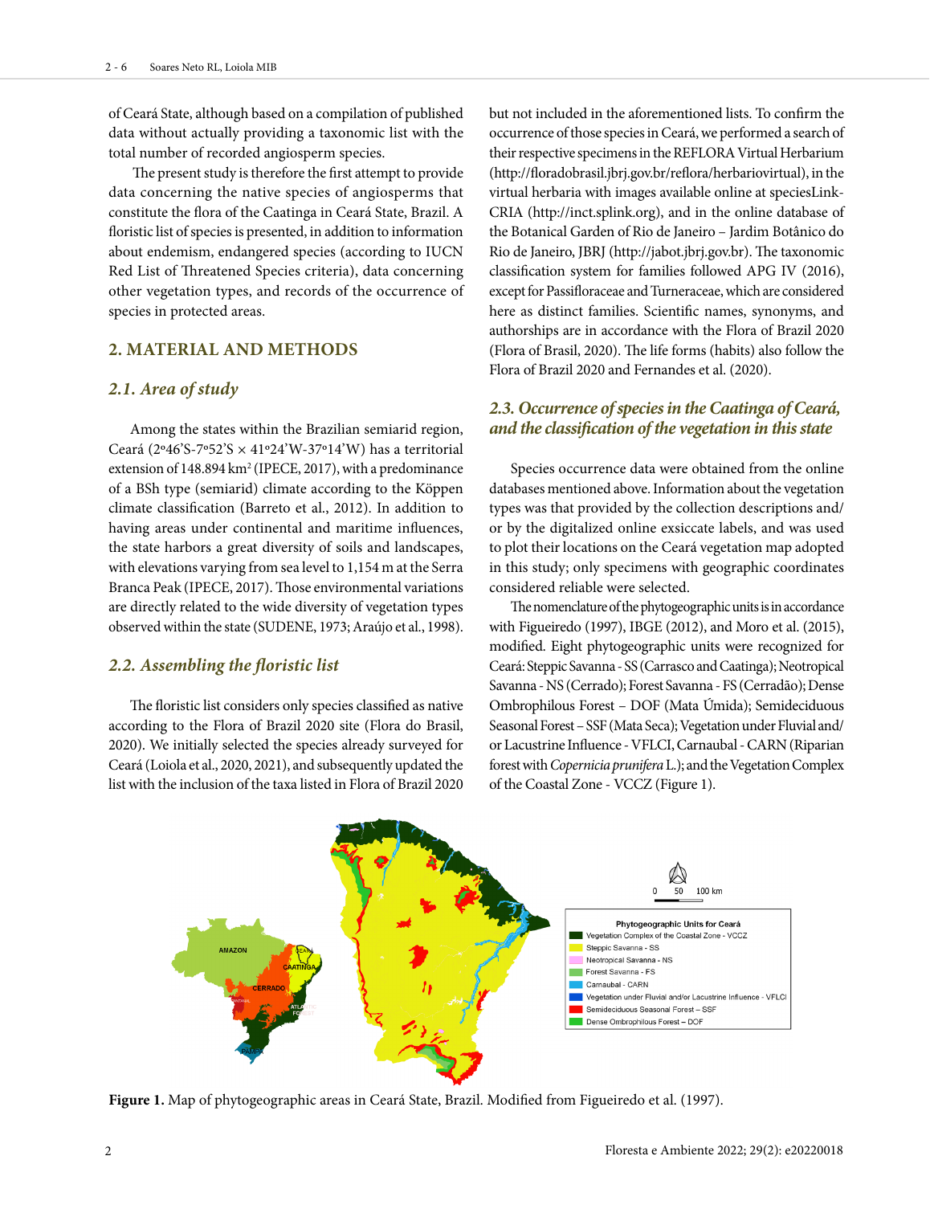of Ceará State, although based on a compilation of published data without actually providing a taxonomic list with the total number of recorded angiosperm species.

The present study is therefore the first attempt to provide data concerning the native species of angiosperms that constitute the flora of the Caatinga in Ceará State, Brazil. A floristic list of species is presented, in addition to information about endemism, endangered species (according to IUCN Red List of Threatened Species criteria), data concerning other vegetation types, and records of the occurrence of species in protected areas.

## 2. MATERIAL AND METHODS

### *2.1. Area of study*

Among the states within the Brazilian semiarid region, Ceará (2º46'S-7º52'S × 41º24'W-37º14'W) has a territorial extension of 148.894 km$^2$ (IPECE, 2017), with a predominance of a BSh type (semiarid) climate according to the Köppen climate classification (Barreto et al., 2012). In addition to having areas under continental and maritime influences, the state harbors a great diversity of soils and landscapes, with elevations varying from sea level to 1,154 m at the Serra Branca Peak (IPECE, 2017). Those environmental variations are directly related to the wide diversity of vegetation types observed within the state (SUDENE, 1973; Araújo et al., 1998).

### *2.2. Assembling the floristic list*

The floristic list considers only species classified as native according to the Flora of Brazil 2020 site (Flora do Brasil, 2020). We initially selected the species already surveyed for Ceará (Loiola et al., 2020, 2021), and subsequently updated the list with the inclusion of the taxa listed in Flora of Brazil 2020 but not included in the aforementioned lists. To confirm the occurrence of those species in Ceará, we performed a search of their respective specimens in the REFLORA Virtual Herbarium (http://floradobrasil.jbrj.gov.br/reflora/herbariovirtual), in the virtual herbaria with images available online at speciesLink-CRIA (http://inct.splink.org), and in the online database of the Botanical Garden of Rio de Janeiro – Jardim Botânico do Rio de Janeiro, JBRJ (http://jabot.jbrj.gov.br). The taxonomic classification system for families followed APG IV (2016), except for Passifloraceae and Turneraceae, which are considered here as distinct families. Scientific names, synonyms, and authorships are in accordance with the Flora of Brazil 2020 (Flora of Brasil, 2020). The life forms (habits) also follow the Flora of Brazil 2020 and Fernandes et al. (2020).

### *2.3. Occurrence of species in the Caatinga of Ceará, and the classification of the vegetation in this state*

Species occurrence data were obtained from the online databases mentioned above. Information about the vegetation types was that provided by the collection descriptions and/or by the digitalized online exsiccate labels, and was used to plot their locations on the Ceará vegetation map adopted in this study; only specimens with geographic coordinates considered reliable were selected.

The nomenclature of the phytogeographic units is in accordance with Figueiredo (1997), IBGE (2012), and Moro et al. (2015), modified. Eight phytogeographic units were recognized for Ceará: Steppic Savanna - SS (Carrasco and Caatinga); Neotropical Savanna - NS (Cerrado); Forest Savanna - FS (Cerradão); Dense Ombrophilous Forest – DOF (Mata Úmida); Semideciduous Seasonal Forest – SSF (Mata Seca); Vegetation under Fluvial and/or Lacustrine Influence - VFLCI, Carnaubal - CARN (Riparian forest with *Copernicia prunifera* L.); and the Vegetation Complex of the Coastal Zone - VCCZ (Figure 1).

**Figure 1.** Map of phytogeographic areas in Ceará State, Brazil. Modified from Figueiredo et al. (1997).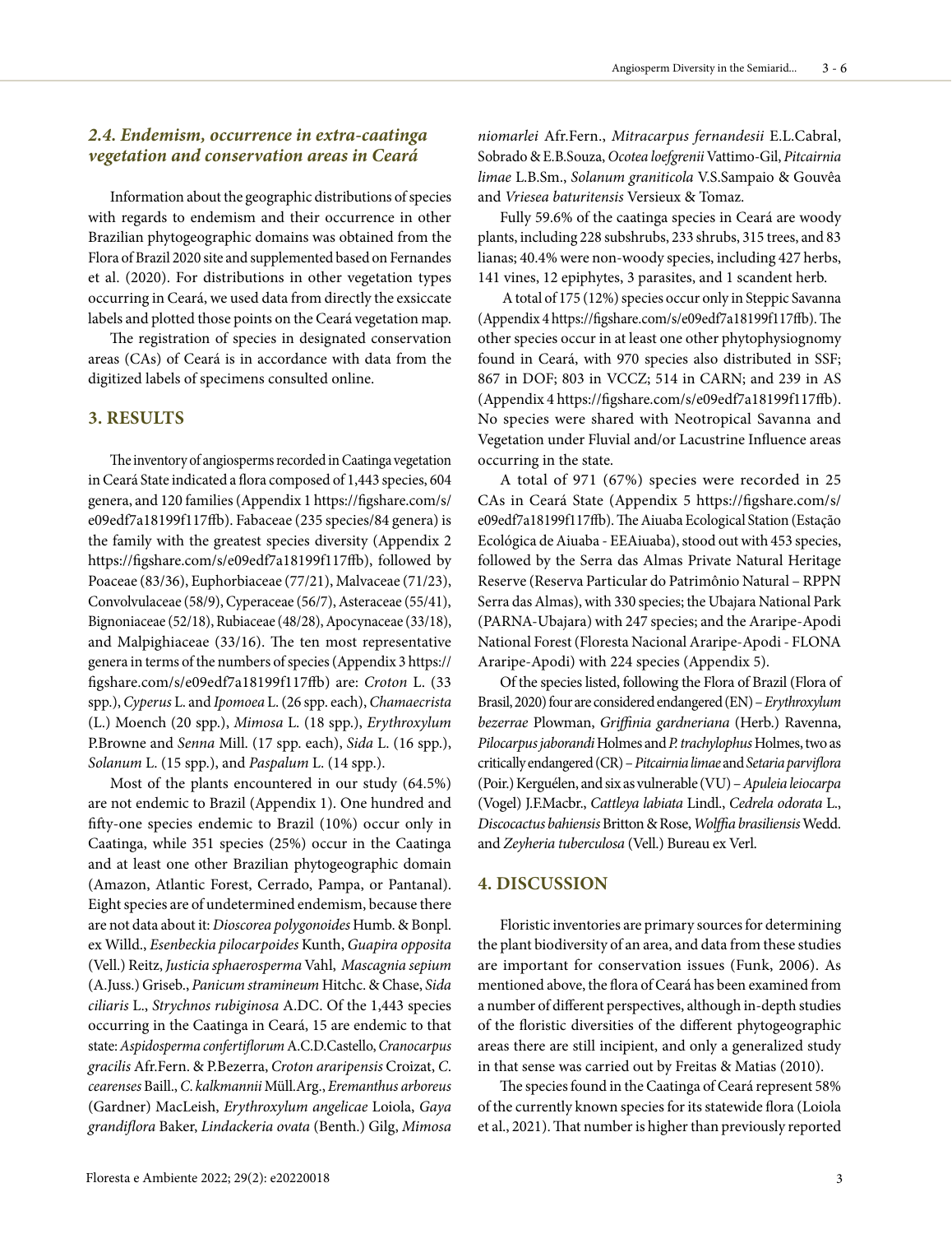### *2.4. Endemism, occurrence in extra-caatinga vegetation and conservation areas in Ceará*

Information about the geographic distributions of species with regards to endemism and their occurrence in other Brazilian phytogeographic domains was obtained from the Flora of Brazil 2020 site and supplemented based on Fernandes et al. (2020). For distributions in other vegetation types occurring in Ceará, we used data from directly the exsiccate labels and plotted those points on the Ceará vegetation map.

The registration of species in designated conservation areas (CAs) of Ceará is in accordance with data from the digitized labels of specimens consulted online.

## 3. RESULTS

The inventory of angiosperms recorded in Caatinga vegetation in Ceará State indicated a flora composed of 1,443 species, 604 genera, and 120 families (Appendix 1 https://figshare.com/s/e09edf7a18199f117ffb). Fabaceae (235 species/84 genera) is the family with the greatest species diversity (Appendix 2 https://figshare.com/s/e09edf7a18199f117ffb), followed by Poaceae (83/36), Euphorbiaceae (77/21), Malvaceae (71/23), Convolvulaceae (58/9), Cyperaceae (56/7), Asteraceae (55/41), Bignoniaceae (52/18), Rubiaceae (48/28), Apocynaceae (33/18), and Malpighiaceae (33/16). The ten most representative genera in terms of the numbers of species (Appendix 3 https://figshare.com/s/e09edf7a18199f117ffb) are: *Croton* L. (33 spp.), *Cyperus* L. and *Ipomoea* L. (26 spp. each), *Chamaecrista* (L.) Moench (20 spp.), *Mimosa* L. (18 spp.), *Erythroxylum* P.Browne and *Senna* Mill. (17 spp. each), *Sida* L. (16 spp.), *Solanum* L. (15 spp.), and *Paspalum* L. (14 spp.).

Most of the plants encountered in our study (64.5%) are not endemic to Brazil (Appendix 1). One hundred and fifty-one species endemic to Brazil (10%) occur only in Caatinga, while 351 species (25%) occur in the Caatinga and at least one other Brazilian phytogeographic domain (Amazon, Atlantic Forest, Cerrado, Pampa, or Pantanal). Eight species are of undetermined endemism, because there are not data about it: *Dioscorea polygonoides* Humb. & Bonpl. ex Willd., *Esenbeckia pilocarpoides* Kunth, *Guapira opposita* (Vell.) Reitz, *Justicia sphaerosperma* Vahl, *Mascagnia sepium* (A.Juss.) Griseb., *Panicum stramineum* Hitchc. & Chase, *Sida ciliaris* L., *Strychnos rubiginosa* A.DC. Of the 1,443 species occurring in the Caatinga in Ceará, 15 are endemic to that state: *Aspidosperma confertiflorum* A.C.D.Castello, *Cranocarpus gracilis* Afr.Fern. & P.Bezerra, *Croton araripensis* Croizat, *C. cearenses* Baill., *C. kalkmannii* Müll.Arg., *Eremanthus arboreus* (Gardner) MacLeish, *Erythroxylum angelicae* Loiola, *Gaya grandiflora* Baker, *Lindackeria ovata* (Benth.) Gilg, *Mimosa niomarlei* Afr.Fern., *Mitracarpus fernandesii* E.L.Cabral, Sobrado & E.B.Souza, *Ocotea loefgrenii* Vattimo-Gil, *Pitcairnia limae* L.B.Sm., *Solanum graniticola* V.S.Sampaio & Gouvêa and *Vriesea baturitensis* Versieux & Tomaz.

Fully 59.6% of the caatinga species in Ceará are woody plants, including 228 subshrubs, 233 shrubs, 315 trees, and 83 lianas; 40.4% were non-woody species, including 427 herbs, 141 vines, 12 epiphytes, 3 parasites, and 1 scandent herb.

A total of 175 (12%) species occur only in Steppic Savanna (Appendix 4 https://figshare.com/s/e09edf7a18199f117ffb). The other species occur in at least one other phytophysiognomy found in Ceará, with 970 species also distributed in SSF; 867 in DOF; 803 in VCCZ; 514 in CARN; and 239 in AS (Appendix 4 https://figshare.com/s/e09edf7a18199f117ffb). No species were shared with Neotropical Savanna and Vegetation under Fluvial and/or Lacustrine Influence areas occurring in the state.

A total of 971 (67%) species were recorded in 25 CAs in Ceará State (Appendix 5 https://figshare.com/s/e09edf7a18199f117ffb). The Aiuaba Ecological Station (Estação Ecológica de Aiuaba - EEAiuaba), stood out with 453 species, followed by the Serra das Almas Private Natural Heritage Reserve (Reserva Particular do Patrimônio Natural – RPPN Serra das Almas), with 330 species; the Ubajara National Park (PARNA-Ubajara) with 247 species; and the Araripe-Apodi National Forest (Floresta Nacional Araripe-Apodi - FLONA Araripe-Apodi) with 224 species (Appendix 5).

Of the species listed, following the Flora of Brazil (Flora of Brasil, 2020) four are considered endangered (EN) – *Erythroxylum bezerrae* Plowman, *Griffinia gardneriana* (Herb.) Ravenna, *Pilocarpus jaborandi* Holmes and *P. trachylophus* Holmes, two as critically endangered (CR) – *Pitcairnia limae* and *Setaria parviflora* (Poir.) Kerguélen, and six as vulnerable (VU) – *Apuleia leiocarpa* (Vogel) J.F.Macbr., *Cattleya labiata* Lindl., *Cedrela odorata* L., *Discocactus bahiensis* Britton & Rose, *Wolffia brasiliensis* Wedd. and *Zeyheria tuberculosa* (Vell.) Bureau ex Verl.

## 4. DISCUSSION

Floristic inventories are primary sources for determining the plant biodiversity of an area, and data from these studies are important for conservation issues (Funk, 2006). As mentioned above, the flora of Ceará has been examined from a number of different perspectives, although in-depth studies of the floristic diversities of the different phytogeographic areas there are still incipient, and only a generalized study in that sense was carried out by Freitas & Matias (2010).

The species found in the Caatinga of Ceará represent 58% of the currently known species for its statewide flora (Loiola et al., 2021). That number is higher than previously reported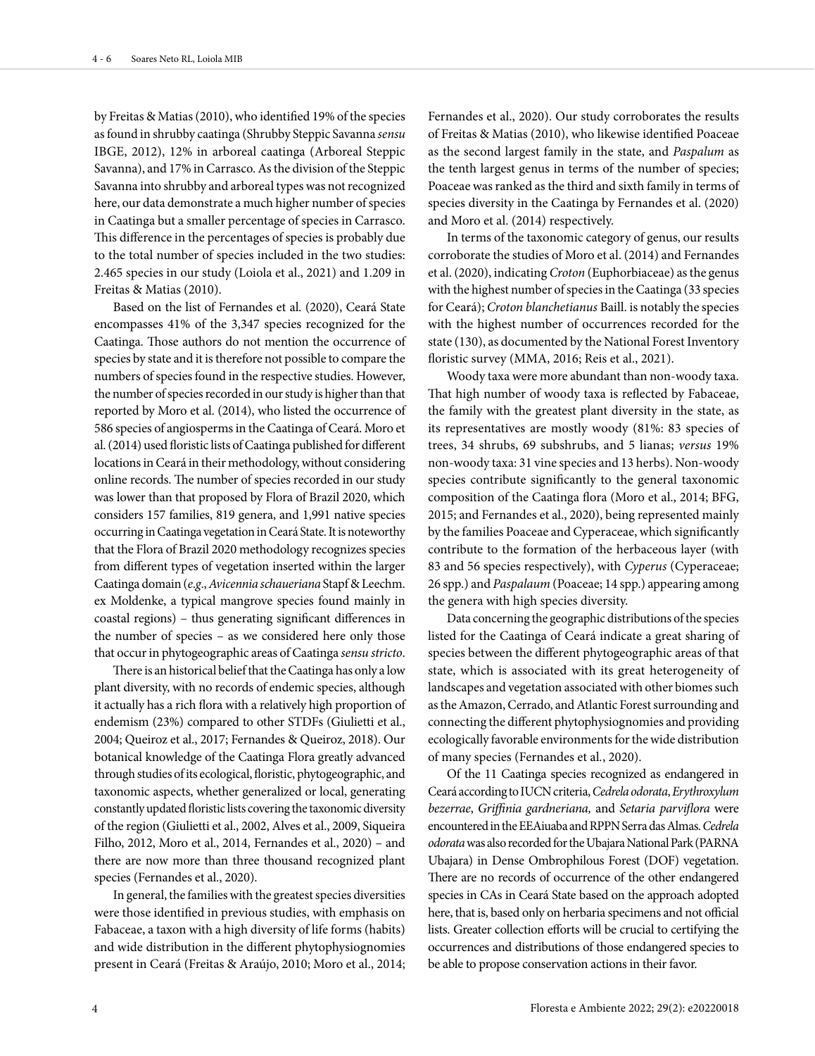by Freitas & Matias (2010), who identified 19% of the species as found in shrubby caatinga (Shrubby Steppic Savanna *sensu* IBGE, 2012), 12% in arboreal caatinga (Arboreal Steppic Savanna), and 17% in Carrasco. As the division of the Steppic Savanna into shrubby and arboreal types was not recognized here, our data demonstrate a much higher number of species in Caatinga but a smaller percentage of species in Carrasco. This difference in the percentages of species is probably due to the total number of species included in the two studies: 2.465 species in our study (Loiola et al., 2021) and 1.209 in Freitas & Matias (2010).

Based on the list of Fernandes et al. (2020), Ceará State encompasses 41% of the 3,347 species recognized for the Caatinga. Those authors do not mention the occurrence of species by state and it is therefore not possible to compare the numbers of species found in the respective studies. However, the number of species recorded in our study is higher than that reported by Moro et al. (2014), who listed the occurrence of 586 species of angiosperms in the Caatinga of Ceará. Moro et al. (2014) used floristic lists of Caatinga published for different locations in Ceará in their methodology, without considering online records. The number of species recorded in our study was lower than that proposed by Flora of Brazil 2020, which considers 157 families, 819 genera, and 1,991 native species occurring in Caatinga vegetation in Ceará State. It is noteworthy that the Flora of Brazil 2020 methodology recognizes species from different types of vegetation inserted within the larger Caatinga domain (*e.g*., *Avicennia schaueriana* Stapf & Leechm. ex Moldenke, a typical mangrove species found mainly in coastal regions) – thus generating significant differences in the number of species – as we considered here only those that occur in phytogeographic areas of Caatinga *sensu stricto*.

There is an historical belief that the Caatinga has only a low plant diversity, with no records of endemic species, although it actually has a rich flora with a relatively high proportion of endemism (23%) compared to other STDFs (Giulietti et al., 2004; Queiroz et al., 2017; Fernandes & Queiroz, 2018). Our botanical knowledge of the Caatinga Flora greatly advanced through studies of its ecological, floristic, phytogeographic, and taxonomic aspects, whether generalized or local, generating constantly updated floristic lists covering the taxonomic diversity of the region (Giulietti et al., 2002, Alves et al., 2009, Siqueira Filho, 2012, Moro et al., 2014, Fernandes et al., 2020) – and there are now more than three thousand recognized plant species (Fernandes et al., 2020).

In general, the families with the greatest species diversities were those identified in previous studies, with emphasis on Fabaceae, a taxon with a high diversity of life forms (habits) and wide distribution in the different phytophysiognomies present in Ceará (Freitas & Araújo, 2010; Moro et al., 2014; Fernandes et al., 2020). Our study corroborates the results of Freitas & Matias (2010), who likewise identified Poaceae as the second largest family in the state, and *Paspalum* as the tenth largest genus in terms of the number of species; Poaceae was ranked as the third and sixth family in terms of species diversity in the Caatinga by Fernandes et al. (2020) and Moro et al. (2014) respectively.

In terms of the taxonomic category of genus, our results corroborate the studies of Moro et al. (2014) and Fernandes et al. (2020), indicating *Croton* (Euphorbiaceae) as the genus with the highest number of species in the Caatinga (33 species for Ceará); *Croton blanchetianus* Baill. is notably the species with the highest number of occurrences recorded for the state (130), as documented by the National Forest Inventory floristic survey (MMA, 2016; Reis et al., 2021).

Woody taxa were more abundant than non-woody taxa. That high number of woody taxa is reflected by Fabaceae, the family with the greatest plant diversity in the state, as its representatives are mostly woody (81%: 83 species of trees, 34 shrubs, 69 subshrubs, and 5 lianas; *versus* 19% non-woody taxa: 31 vine species and 13 herbs). Non-woody species contribute significantly to the general taxonomic composition of the Caatinga flora (Moro et al., 2014; BFG, 2015; and Fernandes et al., 2020), being represented mainly by the families Poaceae and Cyperaceae, which significantly contribute to the formation of the herbaceous layer (with 83 and 56 species respectively), with *Cyperus* (Cyperaceae; 26 spp.) and *Paspalaum* (Poaceae; 14 spp.) appearing among the genera with high species diversity.

Data concerning the geographic distributions of the species listed for the Caatinga of Ceará indicate a great sharing of species between the different phytogeographic areas of that state, which is associated with its great heterogeneity of landscapes and vegetation associated with other biomes such as the Amazon, Cerrado, and Atlantic Forest surrounding and connecting the different phytophysiognomies and providing ecologically favorable environments for the wide distribution of many species (Fernandes et al., 2020).

Of the 11 Caatinga species recognized as endangered in Ceará according to IUCN criteria, *Cedrela odorata*, *Erythroxylum bezerrae*, *Griffinia gardneriana,* and *Setaria parviflora* were encountered in the EEAiuaba and RPPN Serra das Almas. *Cedrela odorata* was also recorded for the Ubajara National Park (PARNA Ubajara) in Dense Ombrophilous Forest (DOF) vegetation. There are no records of occurrence of the other endangered species in CAs in Ceará State based on the approach adopted here, that is, based only on herbaria specimens and not official lists. Greater collection efforts will be crucial to certifying the occurrences and distributions of those endangered species to be able to propose conservation actions in their favor.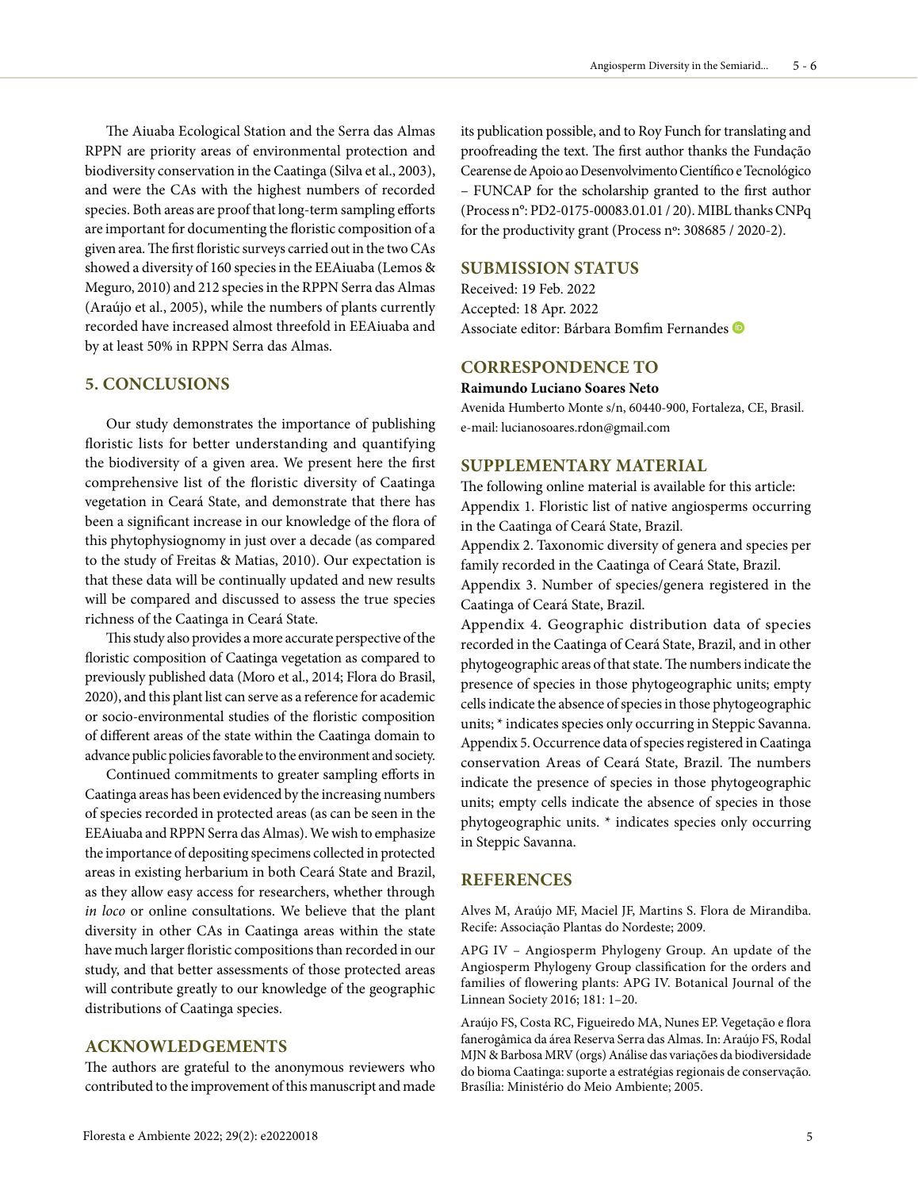The Aiuaba Ecological Station and the Serra das Almas RPPN are priority areas of environmental protection and biodiversity conservation in the Caatinga (Silva et al., 2003), and were the CAs with the highest numbers of recorded species. Both areas are proof that long-term sampling efforts are important for documenting the floristic composition of a given area. The first floristic surveys carried out in the two CAs showed a diversity of 160 species in the EEAiuaba (Lemos & Meguro, 2010) and 212 species in the RPPN Serra das Almas (Araújo et al., 2005), while the numbers of plants currently recorded have increased almost threefold in EEAiuaba and by at least 50% in RPPN Serra das Almas.

## 5. CONCLUSIONS

Our study demonstrates the importance of publishing floristic lists for better understanding and quantifying the biodiversity of a given area. We present here the first comprehensive list of the floristic diversity of Caatinga vegetation in Ceará State, and demonstrate that there has been a significant increase in our knowledge of the flora of this phytophysiognomy in just over a decade (as compared to the study of Freitas & Matias, 2010). Our expectation is that these data will be continually updated and new results will be compared and discussed to assess the true species richness of the Caatinga in Ceará State.

This study also provides a more accurate perspective of the floristic composition of Caatinga vegetation as compared to previously published data (Moro et al., 2014; Flora do Brasil, 2020), and this plant list can serve as a reference for academic or socio-environmental studies of the floristic composition of different areas of the state within the Caatinga domain to advance public policies favorable to the environment and society.

Continued commitments to greater sampling efforts in Caatinga areas has been evidenced by the increasing numbers of species recorded in protected areas (as can be seen in the EEAiuaba and RPPN Serra das Almas). We wish to emphasize the importance of depositing specimens collected in protected areas in existing herbarium in both Ceará State and Brazil, as they allow easy access for researchers, whether through *in loco* or online consultations. We believe that the plant diversity in other CAs in Caatinga areas within the state have much larger floristic compositions than recorded in our study, and that better assessments of those protected areas will contribute greatly to our knowledge of the geographic distributions of Caatinga species.

## ACKNOWLEDGEMENTS

The authors are grateful to the anonymous reviewers who contributed to the improvement of this manuscript and made its publication possible, and to Roy Funch for translating and proofreading the text. The first author thanks the Fundação Cearense de Apoio ao Desenvolvimento Científico e Tecnológico – FUNCAP for the scholarship granted to the first author (Process nº: PD2-0175-00083.01.01 / 20). MIBL thanks CNPq for the productivity grant (Process nº: 308685 / 2020-2).

## SUBMISSION STATUS

Received: 19 Feb. 2022
Accepted: 18 Apr. 2022
Associate editor: Bárbara Bomfim Fernandes

## CORRESPONDENCE TO

**Raimundo Luciano Soares Neto**

Avenida Humberto Monte s/n, 60440-900, Fortaleza, CE, Brasil.
e-mail: lucianosoares.rdon@gmail.com

## SUPPLEMENTARY MATERIAL

The following online material is available for this article:

Appendix 1. Floristic list of native angiosperms occurring in the Caatinga of Ceará State, Brazil.

Appendix 2. Taxonomic diversity of genera and species per family recorded in the Caatinga of Ceará State, Brazil.

Appendix 3. Number of species/genera registered in the Caatinga of Ceará State, Brazil.

Appendix 4. Geographic distribution data of species recorded in the Caatinga of Ceará State, Brazil, and in other phytogeographic areas of that state. The numbers indicate the presence of species in those phytogeographic units; empty cells indicate the absence of species in those phytogeographic units; * indicates species only occurring in Steppic Savanna.

Appendix 5. Occurrence data of species registered in Caatinga conservation Areas of Ceará State, Brazil. The numbers indicate the presence of species in those phytogeographic units; empty cells indicate the absence of species in those phytogeographic units. * indicates species only occurring in Steppic Savanna.

## REFERENCES

Alves M, Araújo MF, Maciel JF, Martins S. Flora de Mirandiba. Recife: Associação Plantas do Nordeste; 2009.

APG IV – Angiosperm Phylogeny Group. An update of the Angiosperm Phylogeny Group classification for the orders and families of flowering plants: APG IV. Botanical Journal of the Linnean Society 2016; 181: 1–20.

Araújo FS, Costa RC, Figueiredo MA, Nunes EP. Vegetação e flora fanerogâmica da área Reserva Serra das Almas. In: Araújo FS, Rodal MJN & Barbosa MRV (orgs) Análise das variações da biodiversidade do bioma Caatinga: suporte a estratégias regionais de conservação. Brasília: Ministério do Meio Ambiente; 2005.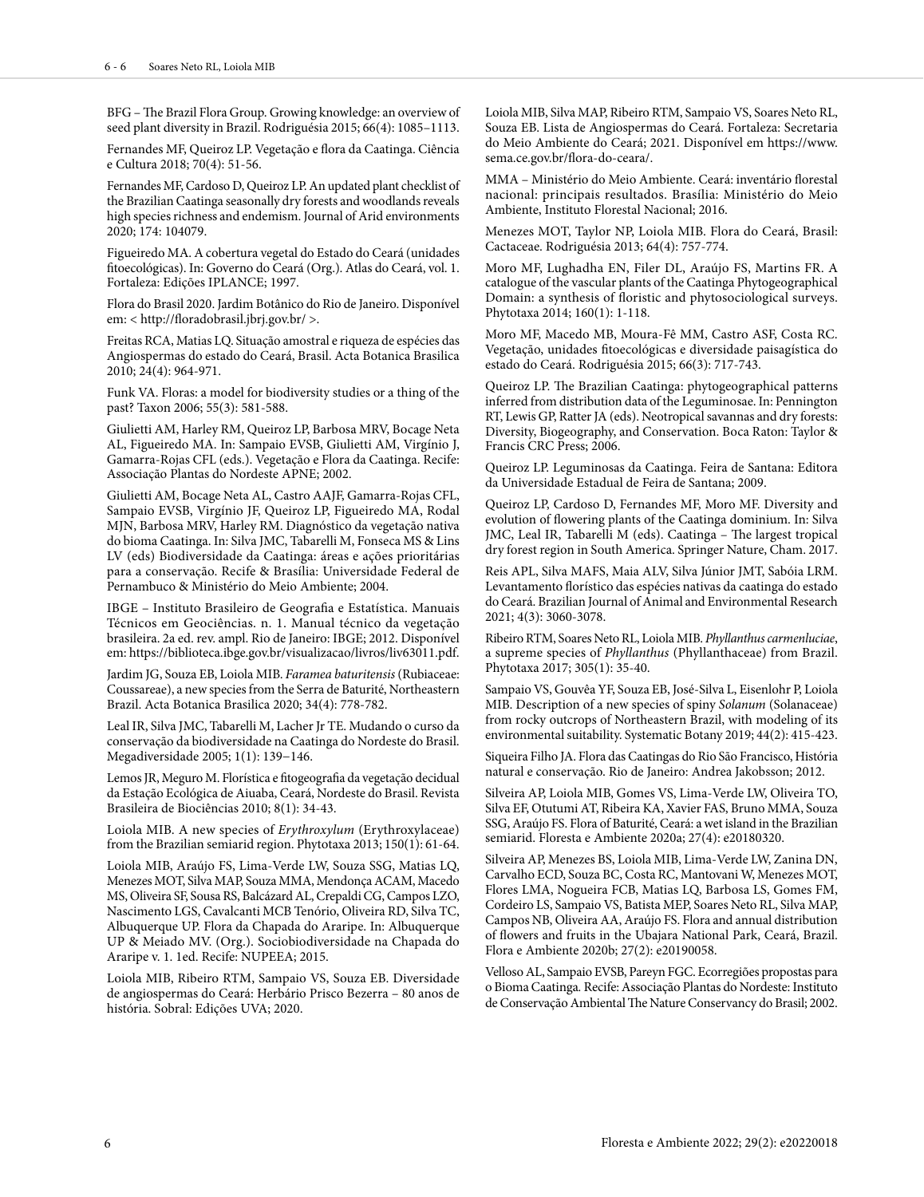BFG – The Brazil Flora Group. Growing knowledge: an overview of seed plant diversity in Brazil. Rodriguésia 2015; 66(4): 1085–1113.

Fernandes MF, Queiroz LP. Vegetação e flora da Caatinga. Ciência e Cultura 2018; 70(4): 51-56.

Fernandes MF, Cardoso D, Queiroz LP. An updated plant checklist of the Brazilian Caatinga seasonally dry forests and woodlands reveals high species richness and endemism. Journal of Arid environments 2020; 174: 104079.

Figueiredo MA. A cobertura vegetal do Estado do Ceará (unidades fitoecológicas). In: Governo do Ceará (Org.). Atlas do Ceará, vol. 1. Fortaleza: Edições IPLANCE; 1997.

Flora do Brasil 2020. Jardim Botânico do Rio de Janeiro. Disponível em: < http://floradobrasil.jbrj.gov.br/ >.

Freitas RCA, Matias LQ. Situação amostral e riqueza de espécies das Angiospermas do estado do Ceará, Brasil. Acta Botanica Brasilica 2010; 24(4): 964-971.

Funk VA. Floras: a model for biodiversity studies or a thing of the past? Taxon 2006; 55(3): 581-588.

Giulietti AM, Harley RM, Queiroz LP, Barbosa MRV, Bocage Neta AL, Figueiredo MA. In: Sampaio EVSB, Giulietti AM, Virgínio J, Gamarra-Rojas CFL (eds.). Vegetação e Flora da Caatinga. Recife: Associação Plantas do Nordeste APNE; 2002.

Giulietti AM, Bocage Neta AL, Castro AAJF, Gamarra-Rojas CFL, Sampaio EVSB, Virgínio JF, Queiroz LP, Figueiredo MA, Rodal MJN, Barbosa MRV, Harley RM. Diagnóstico da vegetação nativa do bioma Caatinga. In: Silva JMC, Tabarelli M, Fonseca MS & Lins LV (eds) Biodiversidade da Caatinga: áreas e ações prioritárias para a conservação. Recife & Brasília: Universidade Federal de Pernambuco & Ministério do Meio Ambiente; 2004.

IBGE – Instituto Brasileiro de Geografia e Estatística. Manuais Técnicos em Geociências. n. 1. Manual técnico da vegetação brasileira. 2a ed. rev. ampl. Rio de Janeiro: IBGE; 2012. Disponível em: https://biblioteca.ibge.gov.br/visualizacao/livros/liv63011.pdf.

Jardim JG, Souza EB, Loiola MIB. *Faramea baturitensis* (Rubiaceae: Coussareae), a new species from the Serra de Baturité, Northeastern Brazil. Acta Botanica Brasilica 2020; 34(4): 778-782.

Leal IR, Silva JMC, Tabarelli M, Lacher Jr TE. Mudando o curso da conservação da biodiversidade na Caatinga do Nordeste do Brasil. Megadiversidade 2005; 1(1): 139–146.

Lemos JR, Meguro M. Florística e fitogeografia da vegetação decidual da Estação Ecológica de Aiuaba, Ceará, Nordeste do Brasil. Revista Brasileira de Biociências 2010; 8(1): 34-43.

Loiola MIB. A new species of *Erythroxylum* (Erythroxylaceae) from the Brazilian semiarid region. Phytotaxa 2013; 150(1): 61-64.

Loiola MIB, Araújo FS, Lima-Verde LW, Souza SSG, Matias LQ, Menezes MOT, Silva MAP, Souza MMA, Mendonça ACAM, Macedo MS, Oliveira SF, Sousa RS, Balcázard AL, Crepaldi CG, Campos LZO, Nascimento LGS, Cavalcanti MCB Tenório, Oliveira RD, Silva TC, Albuquerque UP. Flora da Chapada do Araripe. In: Albuquerque UP & Meiado MV. (Org.). Sociobiodiversidade na Chapada do Araripe v. 1. 1ed. Recife: NUPEEA; 2015.

Loiola MIB, Ribeiro RTM, Sampaio VS, Souza EB. Diversidade de angiospermas do Ceará: Herbário Prisco Bezerra – 80 anos de história. Sobral: Edições UVA; 2020.

Loiola MIB, Silva MAP, Ribeiro RTM, Sampaio VS, Soares Neto RL, Souza EB. Lista de Angiospermas do Ceará. Fortaleza: Secretaria do Meio Ambiente do Ceará; 2021. Disponível em https://www.sema.ce.gov.br/flora-do-ceara/.

MMA – Ministério do Meio Ambiente. Ceará: inventário florestal nacional: principais resultados. Brasília: Ministério do Meio Ambiente, Instituto Florestal Nacional; 2016.

Menezes MOT, Taylor NP, Loiola MIB. Flora do Ceará, Brasil: Cactaceae. Rodriguésia 2013; 64(4): 757-774.

Moro MF, Lughadha EN, Filer DL, Araújo FS, Martins FR. A catalogue of the vascular plants of the Caatinga Phytogeographical Domain: a synthesis of floristic and phytosociological surveys. Phytotaxa 2014; 160(1): 1-118.

Moro MF, Macedo MB, Moura-Fê MM, Castro ASF, Costa RC. Vegetação, unidades fitoecológicas e diversidade paisagística do estado do Ceará. Rodriguésia 2015; 66(3): 717-743.

Queiroz LP. The Brazilian Caatinga: phytogeographical patterns inferred from distribution data of the Leguminosae. In: Pennington RT, Lewis GP, Ratter JA (eds). Neotropical savannas and dry forests: Diversity, Biogeography, and Conservation. Boca Raton: Taylor & Francis CRC Press; 2006.

Queiroz LP. Leguminosas da Caatinga. Feira de Santana: Editora da Universidade Estadual de Feira de Santana; 2009.

Queiroz LP, Cardoso D, Fernandes MF, Moro MF. Diversity and evolution of flowering plants of the Caatinga dominium. In: Silva JMC, Leal IR, Tabarelli M (eds). Caatinga – The largest tropical dry forest region in South America. Springer Nature, Cham. 2017.

Reis APL, Silva MAFS, Maia ALV, Silva Júnior JMT, Sabóia LRM. Levantamento florístico das espécies nativas da caatinga do estado do Ceará. Brazilian Journal of Animal and Environmental Research 2021; 4(3): 3060-3078.

Ribeiro RTM, Soares Neto RL, Loiola MIB. *Phyllanthus carmenluciae*, a supreme species of *Phyllanthus* (Phyllanthaceae) from Brazil. Phytotaxa 2017; 305(1): 35-40.

Sampaio VS, Gouvêa YF, Souza EB, José-Silva L, Eisenlohr P, Loiola MIB. Description of a new species of spiny *Solanum* (Solanaceae) from rocky outcrops of Northeastern Brazil, with modeling of its environmental suitability. Systematic Botany 2019; 44(2): 415-423.

Siqueira Filho JA. Flora das Caatingas do Rio São Francisco, História natural e conservação. Rio de Janeiro: Andrea Jakobsson; 2012.

Silveira AP, Loiola MIB, Gomes VS, Lima-Verde LW, Oliveira TO, Silva EF, Otutumi AT, Ribeira KA, Xavier FAS, Bruno MMA, Souza SSG, Araújo FS. Flora of Baturité, Ceará: a wet island in the Brazilian semiarid. Floresta e Ambiente 2020a; 27(4): e20180320.

Silveira AP, Menezes BS, Loiola MIB, Lima-Verde LW, Zanina DN, Carvalho ECD, Souza BC, Costa RC, Mantovani W, Menezes MOT, Flores LMA, Nogueira FCB, Matias LQ, Barbosa LS, Gomes FM, Cordeiro LS, Sampaio VS, Batista MEP, Soares Neto RL, Silva MAP, Campos NB, Oliveira AA, Araújo FS. Flora and annual distribution of flowers and fruits in the Ubajara National Park, Ceará, Brazil. Flora e Ambiente 2020b; 27(2): e20190058.

Velloso AL, Sampaio EVSB, Pareyn FGC. Ecorregiões propostas para o Bioma Caatinga. Recife: Associação Plantas do Nordeste: Instituto de Conservação Ambiental The Nature Conservancy do Brasil; 2002.